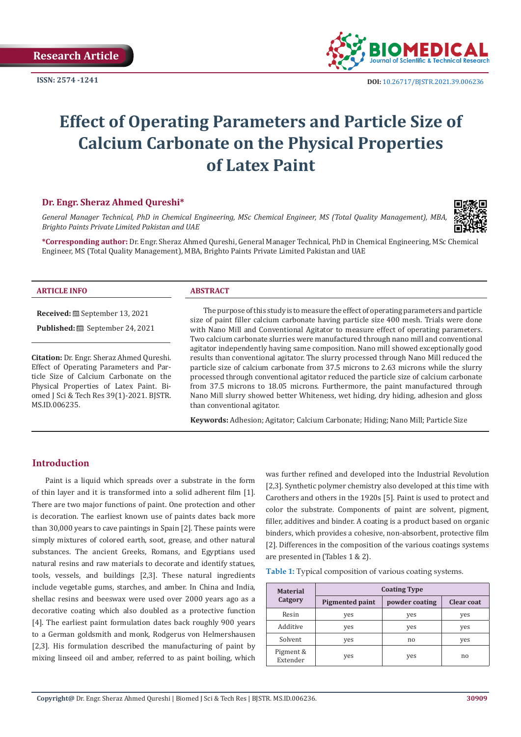Research Article

ISSN: 2574 -1241

DOI: 10.26717/BJSTR.2021.39.006236

# Effect of Operating Parameters and Particle Size of Calcium Carbonate on the Physical Properties of Latex Paint

**Dr. Engr. Sheraz Ahmed Qureshi***

*General Manager Technical, PhD in Chemical Engineering, MSc Chemical Engineer, MS (Total Quality Management), MBA, Brighto Paints Private Limited Pakistan and UAE*

***Corresponding author:** Dr. Engr. Sheraz Ahmed Qureshi, General Manager Technical, PhD in Chemical Engineering, MSc Chemical Engineer, MS (Total Quality Management), MBA, Brighto Paints Private Limited Pakistan and UAE

## ARTICLE INFO

**Received:** September 13, 2021

**Published:** September 24, 2021

**Citation:** Dr. Engr. Sheraz Ahmed Qureshi. Effect of Operating Parameters and Particle Size of Calcium Carbonate on the Physical Properties of Latex Paint. Biomed J Sci & Tech Res 39(1)-2021. BJSTR. MS.ID.006235.

## ABSTRACT

The purpose of this study is to measure the effect of operating parameters and particle size of paint filler calcium carbonate having particle size 400 mesh. Trials were done with Nano Mill and Conventional Agitator to measure effect of operating parameters. Two calcium carbonate slurries were manufactured through nano mill and conventional agitator independently having same composition. Nano mill showed exceptionally good results than conventional agitator. The slurry processed through Nano Mill reduced the particle size of calcium carbonate from 37.5 microns to 2.63 microns while the slurry processed through conventional agitator reduced the particle size of calcium carbonate from 37.5 microns to 18.05 microns. Furthermore, the paint manufactured through Nano Mill slurry showed better Whiteness, wet hiding, dry hiding, adhesion and gloss than conventional agitator.

**Keywords:** Adhesion; Agitator; Calcium Carbonate; Hiding; Nano Mill; Particle Size

## Introduction

Paint is a liquid which spreads over a substrate in the form of thin layer and it is transformed into a solid adherent film [1]. There are two major functions of paint. One protection and other is decoration. The earliest known use of paints dates back more than 30,000 years to cave paintings in Spain [2]. These paints were simply mixtures of colored earth, soot, grease, and other natural substances. The ancient Greeks, Romans, and Egyptians used natural resins and raw materials to decorate and identify statues, tools, vessels, and buildings [2,3]. These natural ingredients include vegetable gums, starches, and amber. In China and India, shellac resins and beeswax were used over 2000 years ago as a decorative coating which also doubled as a protective function [4]. The earliest paint formulation dates back roughly 900 years to a German goldsmith and monk, Rodgerus von Helmershausen [2,3]. His formulation described the manufacturing of paint by mixing linseed oil and amber, referred to as paint boiling, which was further refined and developed into the Industrial Revolution [2,3]. Synthetic polymer chemistry also developed at this time with Carothers and others in the 1920s [5]. Paint is used to protect and color the substrate. Components of paint are solvent, pigment, filler, additives and binder. A coating is a product based on organic binders, which provides a cohesive, non-absorbent, protective film [2]. Differences in the composition of the various coatings systems are presented in (Tables 1 & 2).

**Table 1:** Typical composition of various coating systems.

| Material Catgory | Coating Type | | |
|---|---|---|---|
| | Pigmented paint | powder coating | Clear coat |
| Resin | yes | yes | yes |
| Additive | yes | yes | yes |
| Solvent | yes | no | yes |
| Pigment & Extender | yes | yes | no |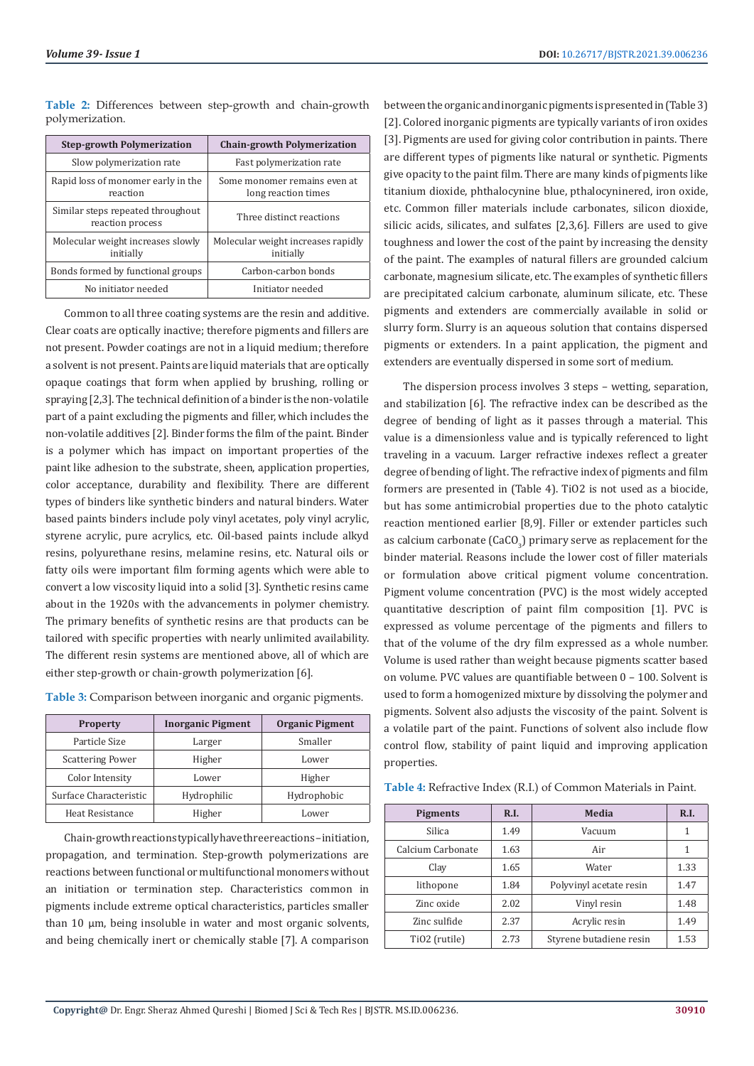**Table 2:** Differences between step-growth and chain-growth polymerization.

| Step-growth Polymerization | Chain-growth Polymerization |
|---|---|
| Slow polymerization rate | Fast polymerization rate |
| Rapid loss of monomer early in the reaction | Some monomer remains even at long reaction times |
| Similar steps repeated throughout reaction process | Three distinct reactions |
| Molecular weight increases slowly initially | Molecular weight increases rapidly initially |
| Bonds formed by functional groups | Carbon-carbon bonds |
| No initiator needed | Initiator needed |

Common to all three coating systems are the resin and additive. Clear coats are optically inactive; therefore pigments and fillers are not present. Powder coatings are not in a liquid medium; therefore a solvent is not present. Paints are liquid materials that are optically opaque coatings that form when applied by brushing, rolling or spraying [2,3]. The technical definition of a binder is the non-volatile part of a paint excluding the pigments and filler, which includes the non-volatile additives [2]. Binder forms the film of the paint. Binder is a polymer which has impact on important properties of the paint like adhesion to the substrate, sheen, application properties, color acceptance, durability and flexibility. There are different types of binders like synthetic binders and natural binders. Water based paints binders include poly vinyl acetates, poly vinyl acrylic, styrene acrylic, pure acrylics, etc. Oil-based paints include alkyd resins, polyurethane resins, melamine resins, etc. Natural oils or fatty oils were important film forming agents which were able to convert a low viscosity liquid into a solid [3]. Synthetic resins came about in the 1920s with the advancements in polymer chemistry. The primary benefits of synthetic resins are that products can be tailored with specific properties with nearly unlimited availability. The different resin systems are mentioned above, all of which are either step-growth or chain-growth polymerization [6].

**Table 3:** Comparison between inorganic and organic pigments.

| Property | Inorganic Pigment | Organic Pigment |
|---|---|---|
| Particle Size | Larger | Smaller |
| Scattering Power | Higher | Lower |
| Color Intensity | Lower | Higher |
| Surface Characteristic | Hydrophilic | Hydrophobic |
| Heat Resistance | Higher | Lower |

Chain-growth reactions typically have three reactions – initiation, propagation, and termination. Step-growth polymerizations are reactions between functional or multifunctional monomers without an initiation or termination step. Characteristics common in pigments include extreme optical characteristics, particles smaller than 10 µm, being insoluble in water and most organic solvents, and being chemically inert or chemically stable [7]. A comparison between the organic and inorganic pigments is presented in (Table 3) [2]. Colored inorganic pigments are typically variants of iron oxides [3]. Pigments are used for giving color contribution in paints. There are different types of pigments like natural or synthetic. Pigments give opacity to the paint film. There are many kinds of pigments like titanium dioxide, phthalocynine blue, pthalocyninered, iron oxide, etc. Common filler materials include carbonates, silicon dioxide, silicic acids, silicates, and sulfates [2,3,6]. Fillers are used to give toughness and lower the cost of the paint by increasing the density of the paint. The examples of natural fillers are grounded calcium carbonate, magnesium silicate, etc. The examples of synthetic fillers are precipitated calcium carbonate, aluminum silicate, etc. These pigments and extenders are commercially available in solid or slurry form. Slurry is an aqueous solution that contains dispersed pigments or extenders. In a paint application, the pigment and extenders are eventually dispersed in some sort of medium.

The dispersion process involves 3 steps – wetting, separation, and stabilization [6]. The refractive index can be described as the degree of bending of light as it passes through a material. This value is a dimensionless value and is typically referenced to light traveling in a vacuum. Larger refractive indexes reflect a greater degree of bending of light. The refractive index of pigments and film formers are presented in (Table 4). TiO2 is not used as a biocide, but has some antimicrobial properties due to the photo catalytic reaction mentioned earlier [8,9]. Filler or extender particles such as calcium carbonate ($CaCO_3$) primary serve as replacement for the binder material. Reasons include the lower cost of filler materials or formulation above critical pigment volume concentration. Pigment volume concentration (PVC) is the most widely accepted quantitative description of paint film composition [1]. PVC is expressed as volume percentage of the pigments and fillers to that of the volume of the dry film expressed as a whole number. Volume is used rather than weight because pigments scatter based on volume. PVC values are quantifiable between 0 – 100. Solvent is used to form a homogenized mixture by dissolving the polymer and pigments. Solvent also adjusts the viscosity of the paint. Solvent is a volatile part of the paint. Functions of solvent also include flow control flow, stability of paint liquid and improving application properties.

**Table 4:** Refractive Index (R.I.) of Common Materials in Paint.

| Pigments | R.I. | Media | R.I. |
|---|---|---|---|
| Silica | 1.49 | Vacuum | 1 |
| Calcium Carbonate | 1.63 | Air | 1 |
| Clay | 1.65 | Water | 1.33 |
| lithopone | 1.84 | Polyvinyl acetate resin | 1.47 |
| Zinc oxide | 2.02 | Vinyl resin | 1.48 |
| Zinc sulfide | 2.37 | Acrylic resin | 1.49 |
| TiO2 (rutile) | 2.73 | Styrene butadiene resin | 1.53 |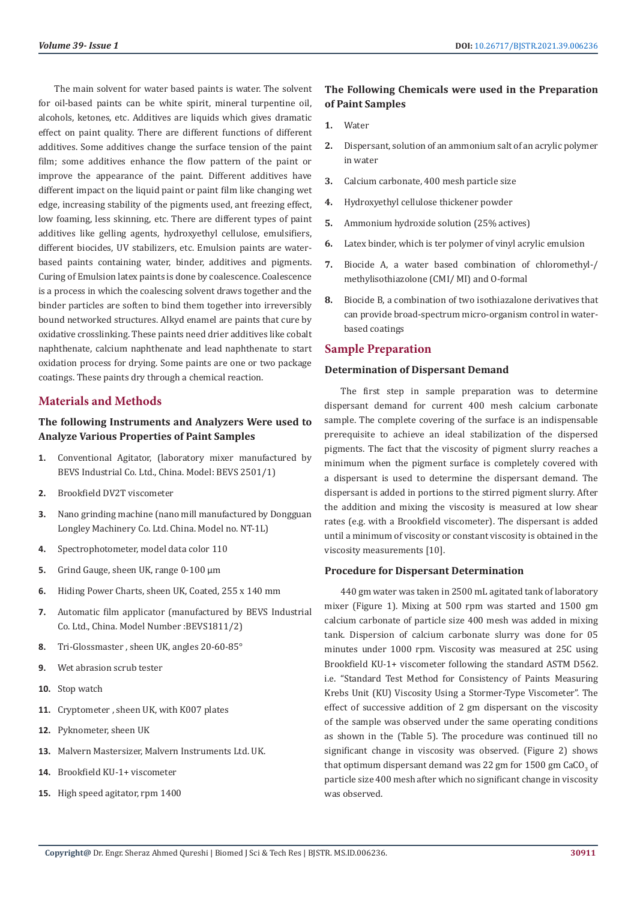The main solvent for water based paints is water. The solvent for oil-based paints can be white spirit, mineral turpentine oil, alcohols, ketones, etc. Additives are liquids which gives dramatic effect on paint quality. There are different functions of different additives. Some additives change the surface tension of the paint film; some additives enhance the flow pattern of the paint or improve the appearance of the paint. Different additives have different impact on the liquid paint or paint film like changing wet edge, increasing stability of the pigments used, ant freezing effect, low foaming, less skinning, etc. There are different types of paint additives like gelling agents, hydroxyethyl cellulose, emulsifiers, different biocides, UV stabilizers, etc. Emulsion paints are water-based paints containing water, binder, additives and pigments. Curing of Emulsion latex paints is done by coalescence. Coalescence is a process in which the coalescing solvent draws together and the binder particles are soften to bind them together into irreversibly bound networked structures. Alkyd enamel are paints that cure by oxidative crosslinking. These paints need drier additives like cobalt naphthenate, calcium naphthenate and lead naphthenate to start oxidation process for drying. Some paints are one or two package coatings. These paints dry through a chemical reaction.

## Materials and Methods

### The following Instruments and Analyzers Were used to Analyze Various Properties of Paint Samples

1. Conventional Agitator, (laboratory mixer manufactured by BEVS Industrial Co. Ltd., China. Model: BEVS 2501/1)
2. Brookfield DV2T viscometer
3. Nano grinding machine (nano mill manufactured by Dongguan Longley Machinery Co. Ltd. China. Model no. NT-1L)
4. Spectrophotometer, model data color 110
5. Grind Gauge, sheen UK, range 0-100 µm
6. Hiding Power Charts, sheen UK, Coated, 255 x 140 mm
7. Automatic film applicator (manufactured by BEVS Industrial Co. Ltd., China. Model Number :BEVS1811/2)
8. Tri-Glossmaster , sheen UK, angles 20-60-85°
9. Wet abrasion scrub tester
10. Stop watch
11. Cryptometer , sheen UK, with K007 plates
12. Pyknometer, sheen UK
13. Malvern Mastersizer, Malvern Instruments Ltd. UK.
14. Brookfield KU-1+ viscometer
15. High speed agitator, rpm 1400

### The Following Chemicals were used in the Preparation of Paint Samples

1. Water
2. Dispersant, solution of an ammonium salt of an acrylic polymer in water
3. Calcium carbonate, 400 mesh particle size
4. Hydroxyethyl cellulose thickener powder
5. Ammonium hydroxide solution (25% actives)
6. Latex binder, which is ter polymer of vinyl acrylic emulsion
7. Biocide A, a water based combination of chloromethyl-/ methylisothiazolone (CMI/ MI) and O-formal
8. Biocide B, a combination of two isothiazalone derivatives that can provide broad-spectrum micro-organism control in water-based coatings

## Sample Preparation

### Determination of Dispersant Demand

The first step in sample preparation was to determine dispersant demand for current 400 mesh calcium carbonate sample. The complete covering of the surface is an indispensable prerequisite to achieve an ideal stabilization of the dispersed pigments. The fact that the viscosity of pigment slurry reaches a minimum when the pigment surface is completely covered with a dispersant is used to determine the dispersant demand. The dispersant is added in portions to the stirred pigment slurry. After the addition and mixing the viscosity is measured at low shear rates (e.g. with a Brookfield viscometer). The dispersant is added until a minimum of viscosity or constant viscosity is obtained in the viscosity measurements [10].

### Procedure for Dispersant Determination

440 gm water was taken in 2500 mL agitated tank of laboratory mixer (Figure 1). Mixing at 500 rpm was started and 1500 gm calcium carbonate of particle size 400 mesh was added in mixing tank. Dispersion of calcium carbonate slurry was done for 05 minutes under 1000 rpm. Viscosity was measured at 25C using Brookfield KU-1+ viscometer following the standard ASTM D562. i.e. "Standard Test Method for Consistency of Paints Measuring Krebs Unit (KU) Viscosity Using a Stormer-Type Viscometer". The effect of successive addition of 2 gm dispersant on the viscosity of the sample was observed under the same operating conditions as shown in the (Table 5). The procedure was continued till no significant change in viscosity was observed. (Figure 2) shows that optimum dispersant demand was 22 gm for 1500 gm $CaCO_3$ of particle size 400 mesh after which no significant change in viscosity was observed.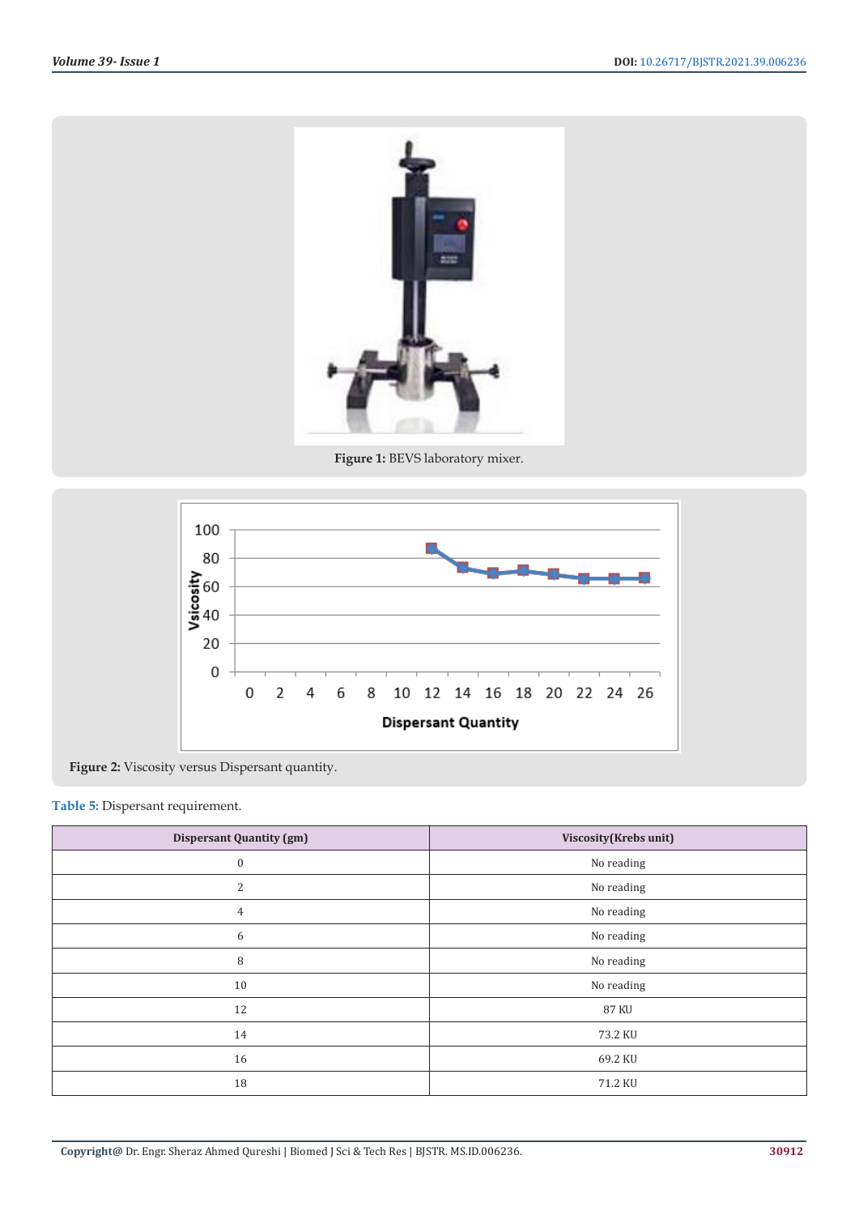**Figure 1:** BEVS laboratory mixer.

**Figure 2:** Viscosity versus Dispersant quantity.

**Table 5:** Dispersant requirement.

| Dispersant Quantity (gm) | Viscosity(Krebs unit) |
|---|---|
| 0 | No reading |
| 2 | No reading |
| 4 | No reading |
| 6 | No reading |
| 8 | No reading |
| 10 | No reading |
| 12 | 87 KU |
| 14 | 73.2 KU |
| 16 | 69.2 KU |
| 18 | 71.2 KU |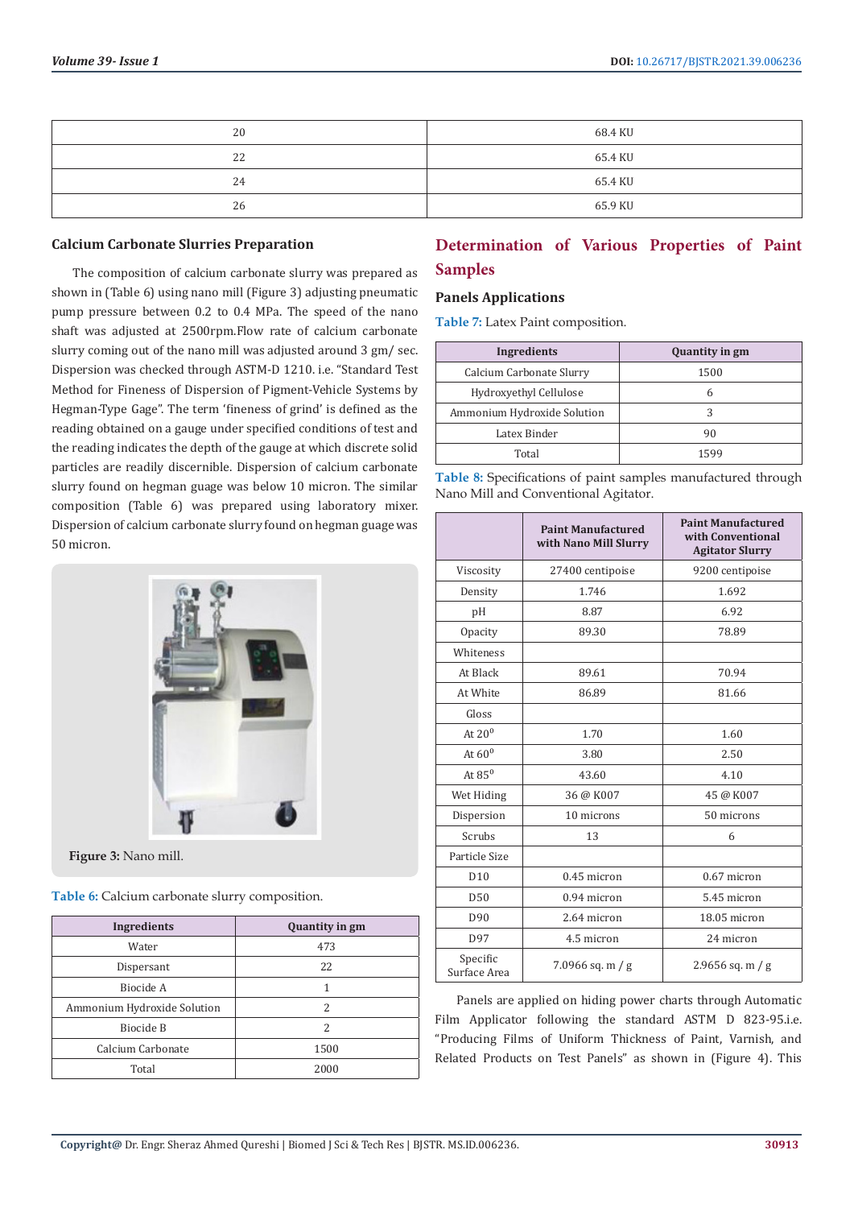| 20 | 68.4 KU |
|---|---|
| 22 | 65.4 KU |
| 24 | 65.4 KU |
| 26 | 65.9 KU |

### Calcium Carbonate Slurries Preparation

The composition of calcium carbonate slurry was prepared as shown in (Table 6) using nano mill (Figure 3) adjusting pneumatic pump pressure between 0.2 to 0.4 MPa. The speed of the nano shaft was adjusted at 2500rpm.Flow rate of calcium carbonate slurry coming out of the nano mill was adjusted around 3 gm/ sec. Dispersion was checked through ASTM-D 1210. i.e. "Standard Test Method for Fineness of Dispersion of Pigment-Vehicle Systems by Hegman-Type Gage". The term 'fineness of grind' is defined as the reading obtained on a gauge under specified conditions of test and the reading indicates the depth of the gauge at which discrete solid particles are readily discernible. Dispersion of calcium carbonate slurry found on hegman guage was below 10 micron. The similar composition (Table 6) was prepared using laboratory mixer. Dispersion of calcium carbonate slurry found on hegman guage was 50 micron.

**Figure 3:** Nano mill.

**Table 6:** Calcium carbonate slurry composition.

| Ingredients | Quantity in gm |
|---|---|
| Water | 473 |
| Dispersant | 22 |
| Biocide A | 1 |
| Ammonium Hydroxide Solution | 2 |
| Biocide B | 2 |
| Calcium Carbonate | 1500 |
| Total | 2000 |

## Determination of Various Properties of Paint Samples

### Panels Applications

**Table 7:** Latex Paint composition.

| Ingredients | Quantity in gm |
|---|---|
| Calcium Carbonate Slurry | 1500 |
| Hydroxyethyl Cellulose | 6 |
| Ammonium Hydroxide Solution | 3 |
| Latex Binder | 90 |
| Total | 1599 |

**Table 8:** Specifications of paint samples manufactured through Nano Mill and Conventional Agitator.

| | Paint Manufactured with Nano Mill Slurry | Paint Manufactured with Conventional Agitator Slurry |
|---|---|---|
| Viscosity | 27400 centipoise | 9200 centipoise |
| Density | 1.746 | 1.692 |
| pH | 8.87 | 6.92 |
| Opacity | 89.30 | 78.89 |
| Whiteness | | |
| At Black | 89.61 | 70.94 |
| At White | 86.89 | 81.66 |
| Gloss | | |
| At $20^0$ | 1.70 | 1.60 |
| At $60^0$ | 3.80 | 2.50 |
| At $85^0$ | 43.60 | 4.10 |
| Wet Hiding | 36 @ K007 | 45 @ K007 |
| Dispersion | 10 microns | 50 microns |
| Scrubs | 13 | 6 |
| Particle Size | | |
| D10 | 0.45 micron | 0.67 micron |
| D50 | 0.94 micron | 5.45 micron |
| D90 | 2.64 micron | 18.05 micron |
| D97 | 4.5 micron | 24 micron |
| Specific Surface Area | 7.0966 sq. m / g | 2.9656 sq. m / g |

Panels are applied on hiding power charts through Automatic Film Applicator following the standard ASTM D 823-95.i.e. "Producing Films of Uniform Thickness of Paint, Varnish, and Related Products on Test Panels" as shown in (Figure 4). This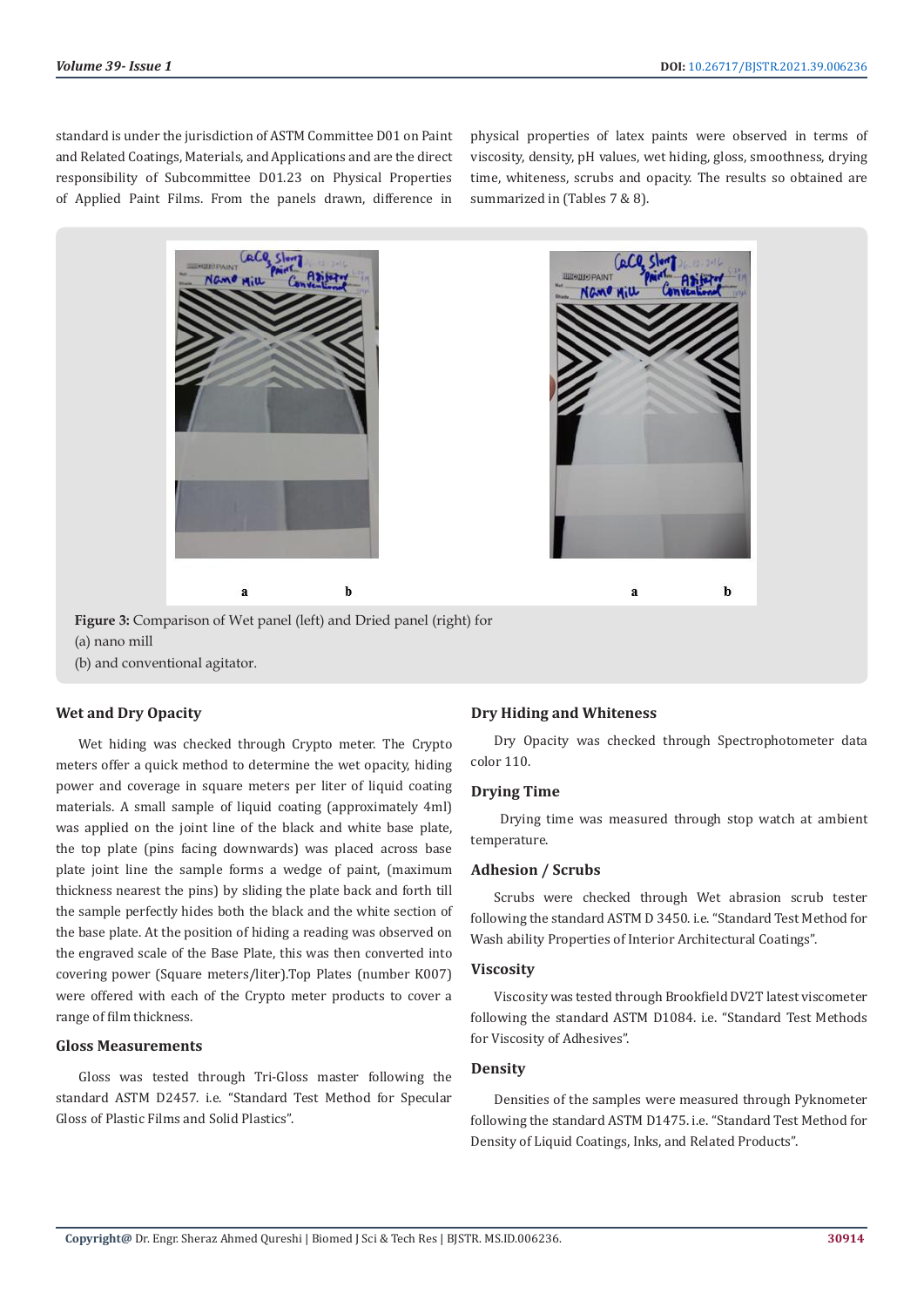standard is under the jurisdiction of ASTM Committee D01 on Paint and Related Coatings, Materials, and Applications and are the direct responsibility of Subcommittee D01.23 on Physical Properties of Applied Paint Films. From the panels drawn, difference in physical properties of latex paints were observed in terms of viscosity, density, pH values, wet hiding, gloss, smoothness, drying time, whiteness, scrubs and opacity. The results so obtained are summarized in (Tables 7 & 8).

**Figure 3:** Comparison of Wet panel (left) and Dried panel (right) for
(a) nano mill
(b) and conventional agitator.

### Wet and Dry Opacity

Wet hiding was checked through Crypto meter. The Crypto meters offer a quick method to determine the wet opacity, hiding power and coverage in square meters per liter of liquid coating materials. A small sample of liquid coating (approximately 4ml) was applied on the joint line of the black and white base plate, the top plate (pins facing downwards) was placed across base plate joint line the sample forms a wedge of paint, (maximum thickness nearest the pins) by sliding the plate back and forth till the sample perfectly hides both the black and the white section of the base plate. At the position of hiding a reading was observed on the engraved scale of the Base Plate, this was then converted into covering power (Square meters/liter).Top Plates (number K007) were offered with each of the Crypto meter products to cover a range of film thickness.

### Gloss Measurements

Gloss was tested through Tri-Gloss master following the standard ASTM D2457. i.e. "Standard Test Method for Specular Gloss of Plastic Films and Solid Plastics".

### Dry Hiding and Whiteness

Dry Opacity was checked through Spectrophotometer data color 110.

### Drying Time

Drying time was measured through stop watch at ambient temperature.

### Adhesion / Scrubs

Scrubs were checked through Wet abrasion scrub tester following the standard ASTM D 3450. i.e. "Standard Test Method for Wash ability Properties of Interior Architectural Coatings".

### Viscosity

Viscosity was tested through Brookfield DV2T latest viscometer following the standard ASTM D1084. i.e. "Standard Test Methods for Viscosity of Adhesives".

### Density

Densities of the samples were measured through Pyknometer following the standard ASTM D1475. i.e. "Standard Test Method for Density of Liquid Coatings, Inks, and Related Products".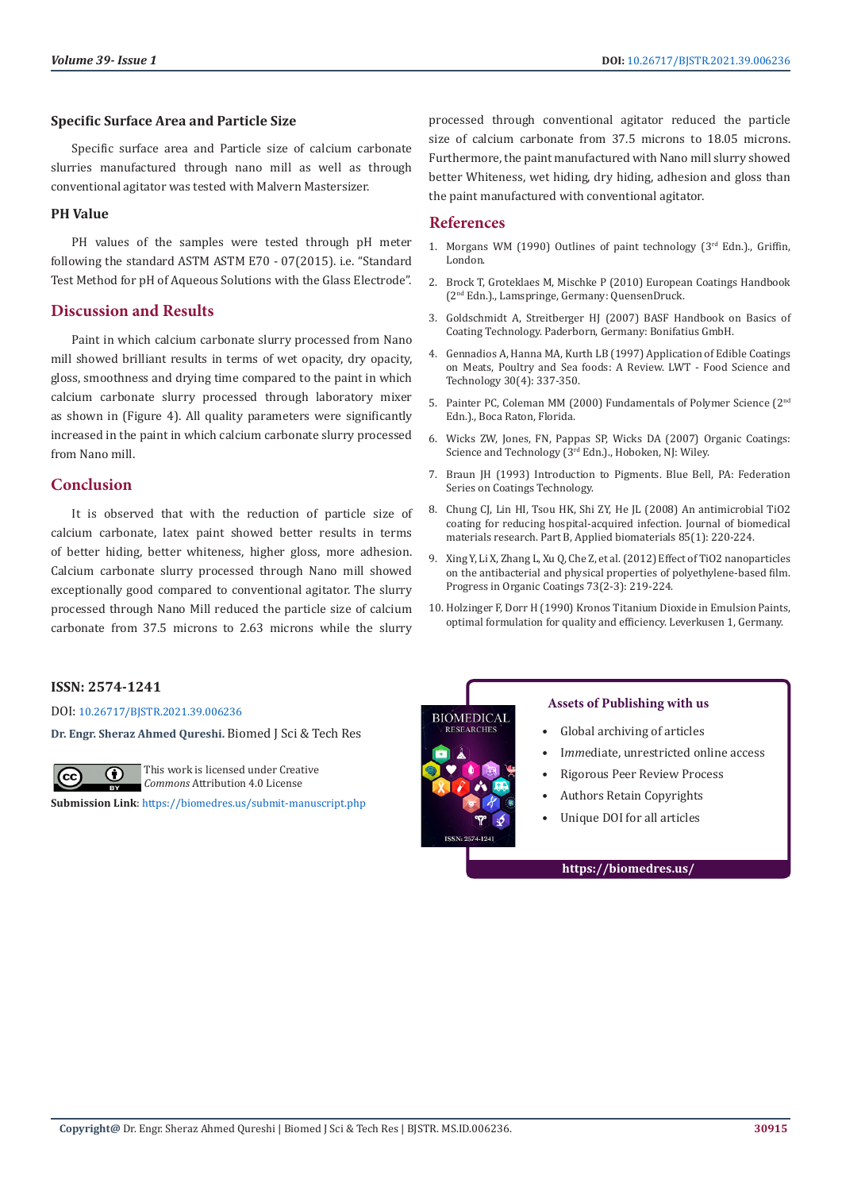### Specific Surface Area and Particle Size

Specific surface area and Particle size of calcium carbonate slurries manufactured through nano mill as well as through conventional agitator was tested with Malvern Mastersizer.

### PH Value

PH values of the samples were tested through pH meter following the standard ASTM ASTM E70 - 07(2015). i.e. "Standard Test Method for pH of Aqueous Solutions with the Glass Electrode".

## Discussion and Results

Paint in which calcium carbonate slurry processed from Nano mill showed brilliant results in terms of wet opacity, dry opacity, gloss, smoothness and drying time compared to the paint in which calcium carbonate slurry processed through laboratory mixer as shown in (Figure 4). All quality parameters were significantly increased in the paint in which calcium carbonate slurry processed from Nano mill.

## Conclusion

It is observed that with the reduction of particle size of calcium carbonate, latex paint showed better results in terms of better hiding, better whiteness, higher gloss, more adhesion. Calcium carbonate slurry processed through Nano mill showed exceptionally good compared to conventional agitator. The slurry processed through Nano Mill reduced the particle size of calcium carbonate from 37.5 microns to 2.63 microns while the slurry processed through conventional agitator reduced the particle size of calcium carbonate from 37.5 microns to 18.05 microns. Furthermore, the paint manufactured with Nano mill slurry showed better Whiteness, wet hiding, dry hiding, adhesion and gloss than the paint manufactured with conventional agitator.

## References

1. Morgans WM (1990) Outlines of paint technology (3rd Edn.)., Griffin, London.
2. Brock T, Groteklaes M, Mischke P (2010) European Coatings Handbook (2nd Edn.)., Lamspringe, Germany: QuensenDruck.
3. Goldschmidt A, Streitberger HJ (2007) BASF Handbook on Basics of Coating Technology. Paderborn, Germany: Bonifatius GmbH.
4. Gennadios A, Hanna MA, Kurth LB (1997) Application of Edible Coatings on Meats, Poultry and Sea foods: A Review. LWT - Food Science and Technology 30(4): 337-350.
5. Painter PC, Coleman MM (2000) Fundamentals of Polymer Science (2nd Edn.)., Boca Raton, Florida.
6. Wicks ZW, Jones, FN, Pappas SP, Wicks DA (2007) Organic Coatings: Science and Technology (3rd Edn.)., Hoboken, NJ: Wiley.
7. Braun JH (1993) Introduction to Pigments. Blue Bell, PA: Federation Series on Coatings Technology.
8. Chung CJ, Lin HI, Tsou HK, Shi ZY, He JL (2008) An antimicrobial TiO2 coating for reducing hospital-acquired infection. Journal of biomedical materials research. Part B, Applied biomaterials 85(1): 220-224.
9. Xing Y, Li X, Zhang L, Xu Q, Che Z, et al. (2012) Effect of TiO2 nanoparticles on the antibacterial and physical properties of polyethylene-based film. Progress in Organic Coatings 73(2-3): 219-224.
10. Holzinger F, Dorr H (1990) Kronos Titanium Dioxide in Emulsion Paints, optimal formulation for quality and efficiency. Leverkusen 1, Germany.

**ISSN: 2574-1241**

DOI: 10.26717/BJSTR.2021.39.006236

**Dr. Engr. Sheraz Ahmed Qureshi.** Biomed J Sci & Tech Res

This work is licensed under Creative *Commons* Attribution 4.0 License

**Submission Link**: https://biomedres.us/submit-manuscript.php

**Assets of Publishing with us**

- Global archiving of articles
- Immediate, unrestricted online access
- Rigorous Peer Review Process
- Authors Retain Copyrights
- Unique DOI for all articles

**https://biomedres.us/**